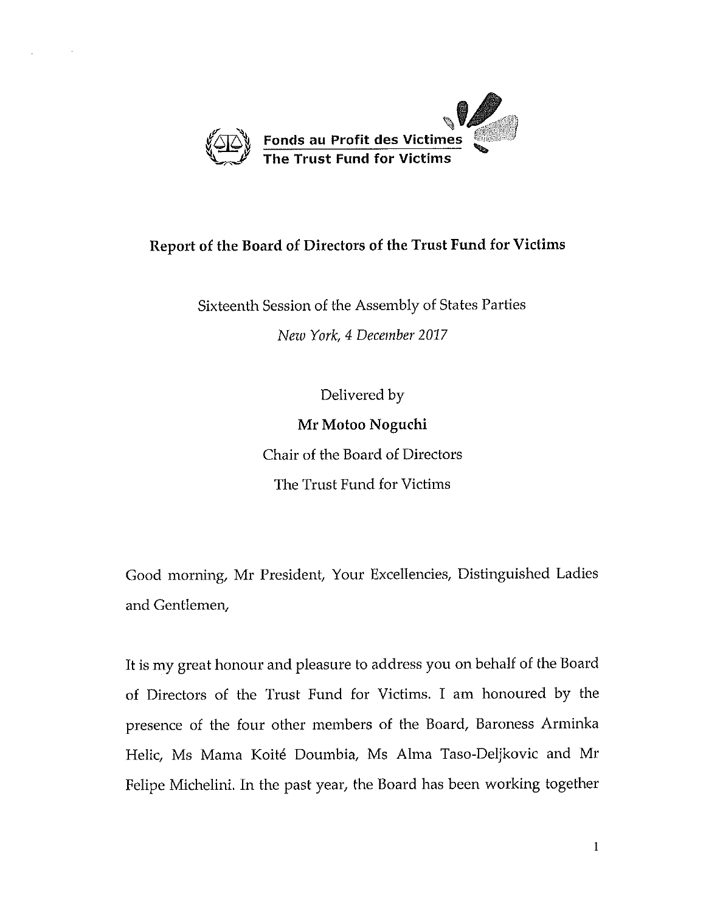Fonds au Profit des Victimes
The Trust Fund for Victims

# Report of the Board of Directors of the Trust Fund for Victims

Sixteenth Session of the Assembly of States Parties

*New York, 4 December 2017*

Delivered by

**Mr Motoo Noguchi**

Chair of the Board of Directors

The Trust Fund for Victims

Good morning, Mr President, Your Excellencies, Distinguished Ladies and Gentlemen,

It is my great honour and pleasure to address you on behalf of the Board of Directors of the Trust Fund for Victims. I am honoured by the presence of the four other members of the Board, Baroness Arminka Helic, Ms Mama Koité Doumbia, Ms Alma Taso-Deljkovic and Mr Felipe Michelini. In the past year, the Board has been working together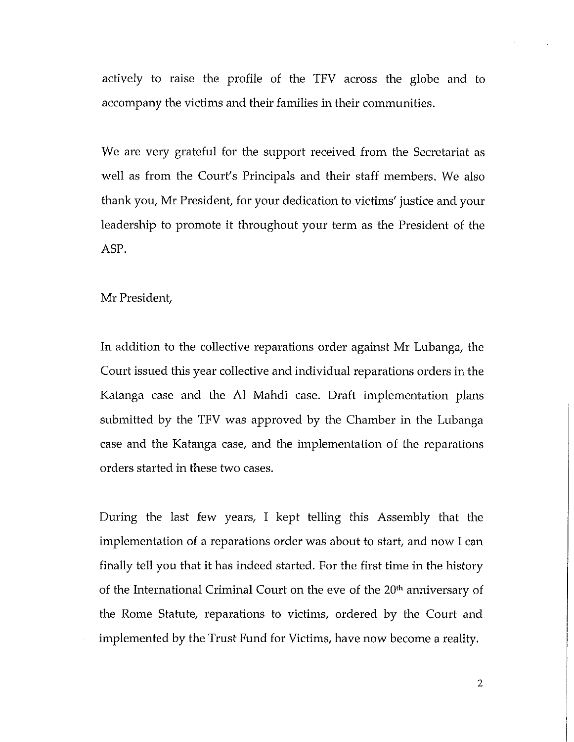actively to raise the profile of the TFV across the globe and to accompany the victims and their families in their communities.

We are very grateful for the support received from the Secretariat as well as from the Court's Principals and their staff members. We also thank you, Mr President, for your dedication to victims' justice and your leadership to promote it throughout your term as the President of the ASP.

Mr President,

In addition to the collective reparations order against Mr Lubanga, the Court issued this year collective and individual reparations orders in the Katanga case and the Al Mahdi case. Draft implementation plans submitted by the TFV was approved by the Chamber in the Lubanga case and the Katanga case, and the implementation of the reparations orders started in these two cases.

During the last few years, I kept telling this Assembly that the implementation of a reparations order was about to start, and now I can finally tell you that it has indeed started. For the first time in the history of the International Criminal Court on the eve of the 20th anniversary of the Rome Statute, reparations to victims, ordered by the Court and implemented by the Trust Fund for Victims, have now become a reality.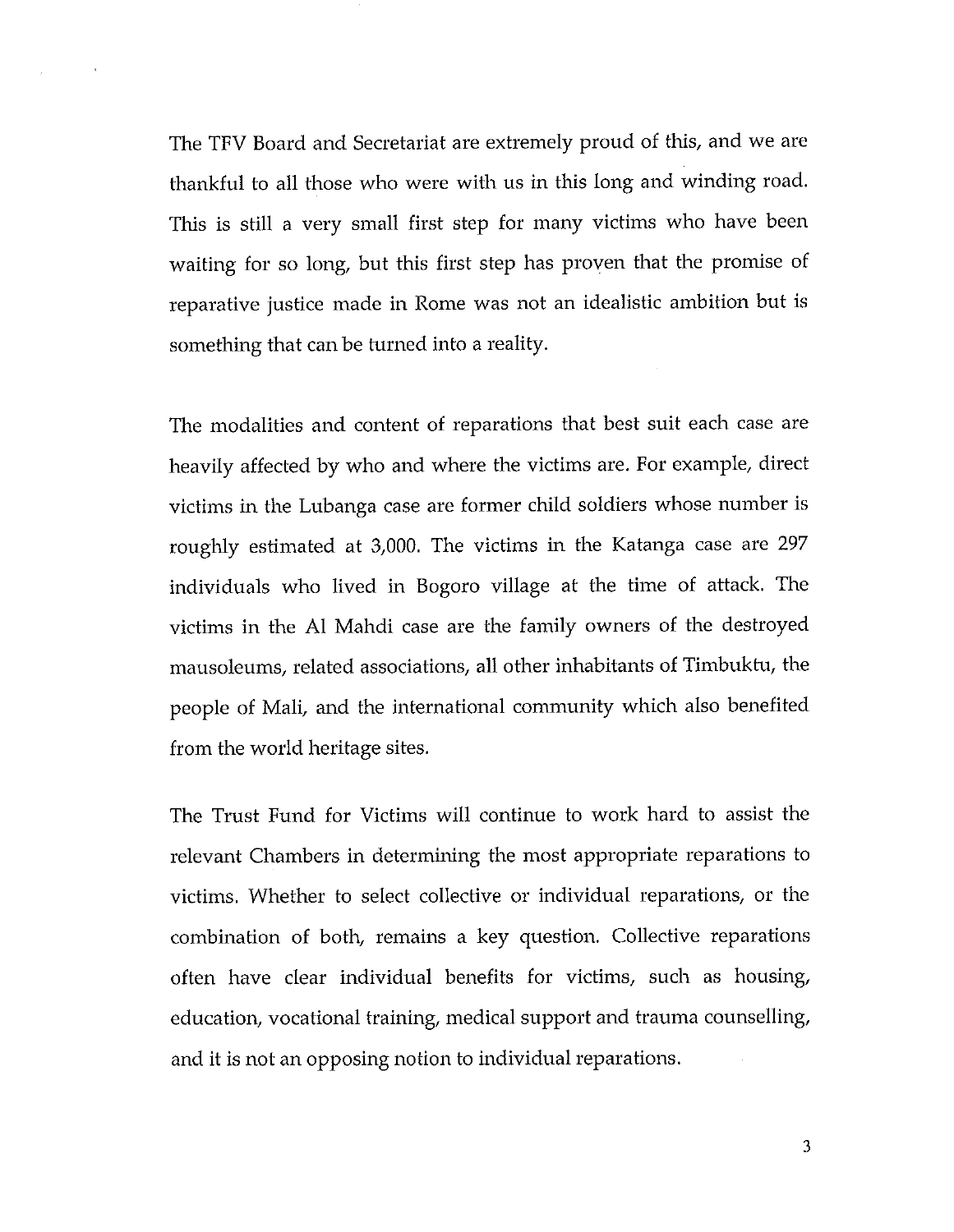The TFV Board and Secretariat are extremely proud of this, and we are thankful to all those who were with us in this long and winding road. This is still a very small first step for many victims who have been waiting for so long, but this first step has proven that the promise of reparative justice made in Rome was not an idealistic ambition but is something that can be turned into a reality.

The modalities and content of reparations that best suit each case are heavily affected by who and where the victims are. For example, direct victims in the Lubanga case are former child soldiers whose number is roughly estimated at 3,000. The victims in the Katanga case are 297 individuals who lived in Bogoro village at the time of attack. The victims in the Al Mahdi case are the family owners of the destroyed mausoleums, related associations, all other inhabitants of Timbuktu, the people of Mali, and the international community which also benefited from the world heritage sites.

The Trust Fund for Victims will continue to work hard to assist the relevant Chambers in determining the most appropriate reparations to victims. Whether to select collective or individual reparations, or the combination of both, remains a key question. Collective reparations often have clear individual benefits for victims, such as housing, education, vocational training, medical support and trauma counselling, and it is not an opposing notion to individual reparations.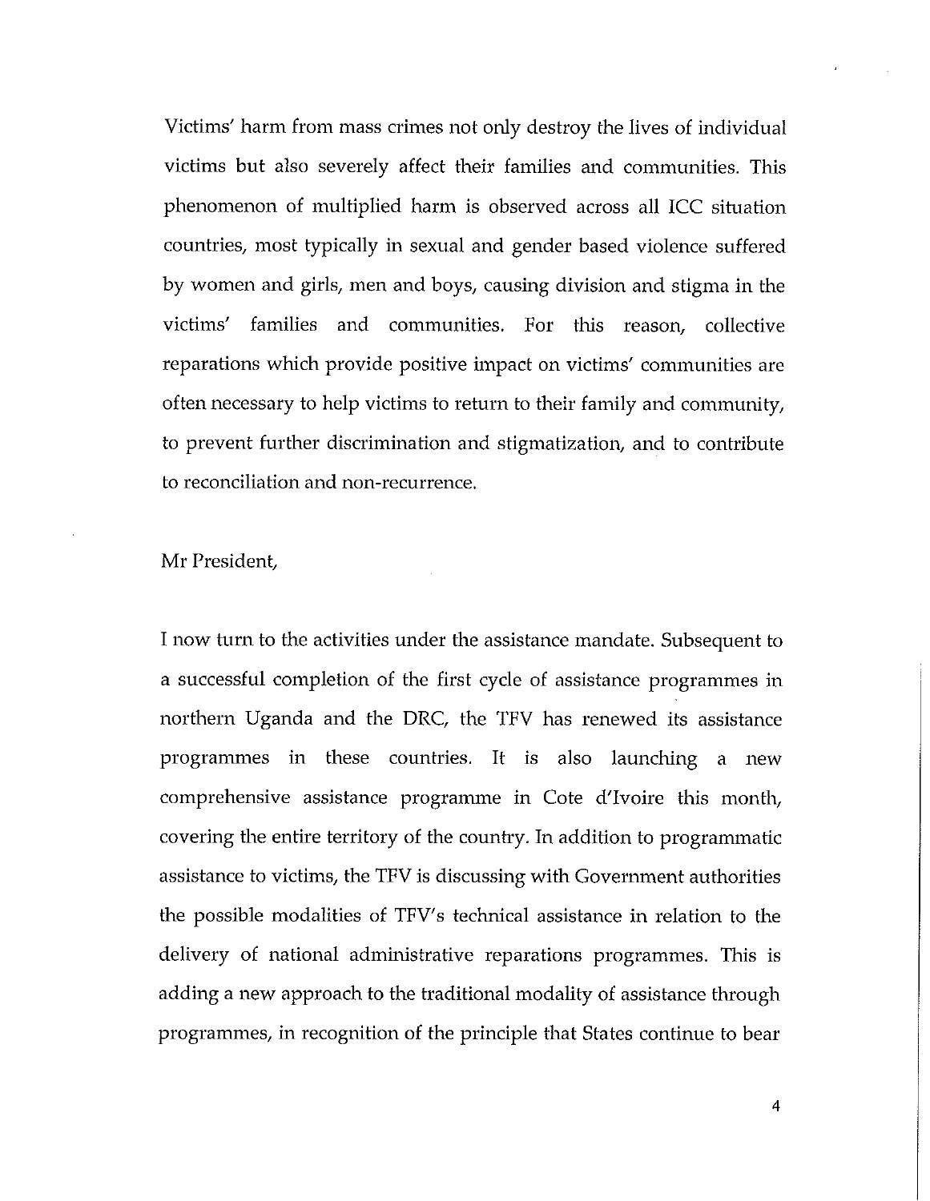Victims' harm from mass crimes not only destroy the lives of individual victims but also severely affect their families and communities. This phenomenon of multiplied harm is observed across all ICC situation countries, most typically in sexual and gender based violence suffered by women and girls, men and boys, causing division and stigma in the victims' families and communities. For this reason, collective reparations which provide positive impact on victims' communities are often necessary to help victims to return to their family and community, to prevent further discrimination and stigmatization, and to contribute to reconciliation and non-recurrence.

Mr President,

I now turn to the activities under the assistance mandate. Subsequent to a successful completion of the first cycle of assistance programmes in northern Uganda and the DRC, the TFV has renewed its assistance programmes in these countries. It is also launching a new comprehensive assistance programme in Cote d'Ivoire this month, covering the entire territory of the country. In addition to programmatic assistance to victims, the TFV is discussing with Government authorities the possible modalities of TFV's technical assistance in relation to the delivery of national administrative reparations programmes. This is adding a new approach to the traditional modality of assistance through programmes, in recognition of the principle that States continue to bear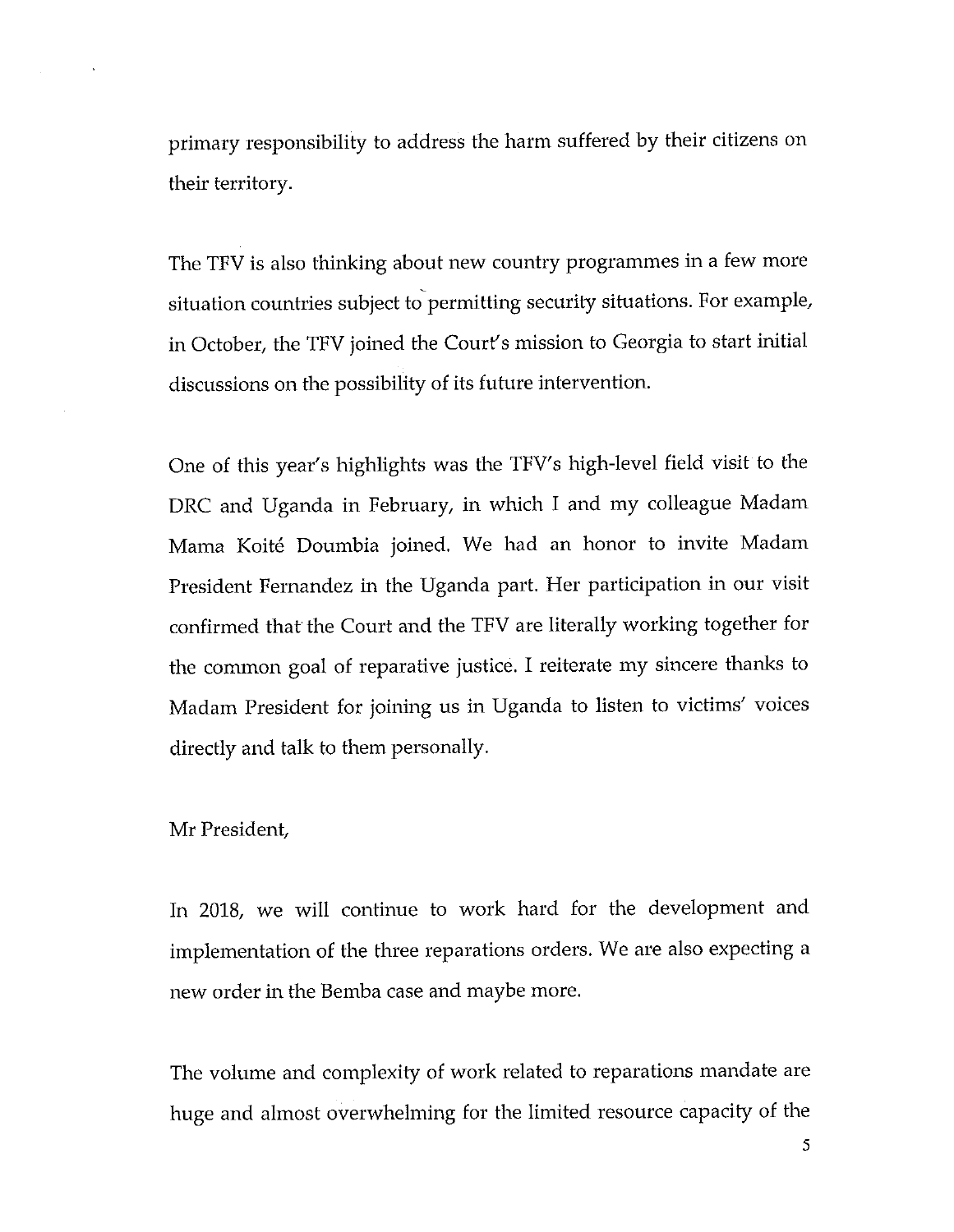primary responsibility to address the harm suffered by their citizens on their territory.

The TFV is also thinking about new country programmes in a few more situation countries subject to permitting security situations. For example, in October, the TFV joined the Court's mission to Georgia to start initial discussions on the possibility of its future intervention.

One of this year's highlights was the TFV's high-level field visit to the DRC and Uganda in February, in which I and my colleague Madam Mama Koité Doumbia joined. We had an honor to invite Madam President Fernandez in the Uganda part. Her participation in our visit confirmed that the Court and the TFV are literally working together for the common goal of reparative justice. I reiterate my sincere thanks to Madam President for joining us in Uganda to listen to victims' voices directly and talk to them personally.

Mr President,

In 2018, we will continue to work hard for the development and implementation of the three reparations orders. We are also expecting a new order in the Bemba case and maybe more.

The volume and complexity of work related to reparations mandate are huge and almost overwhelming for the limited resource capacity of the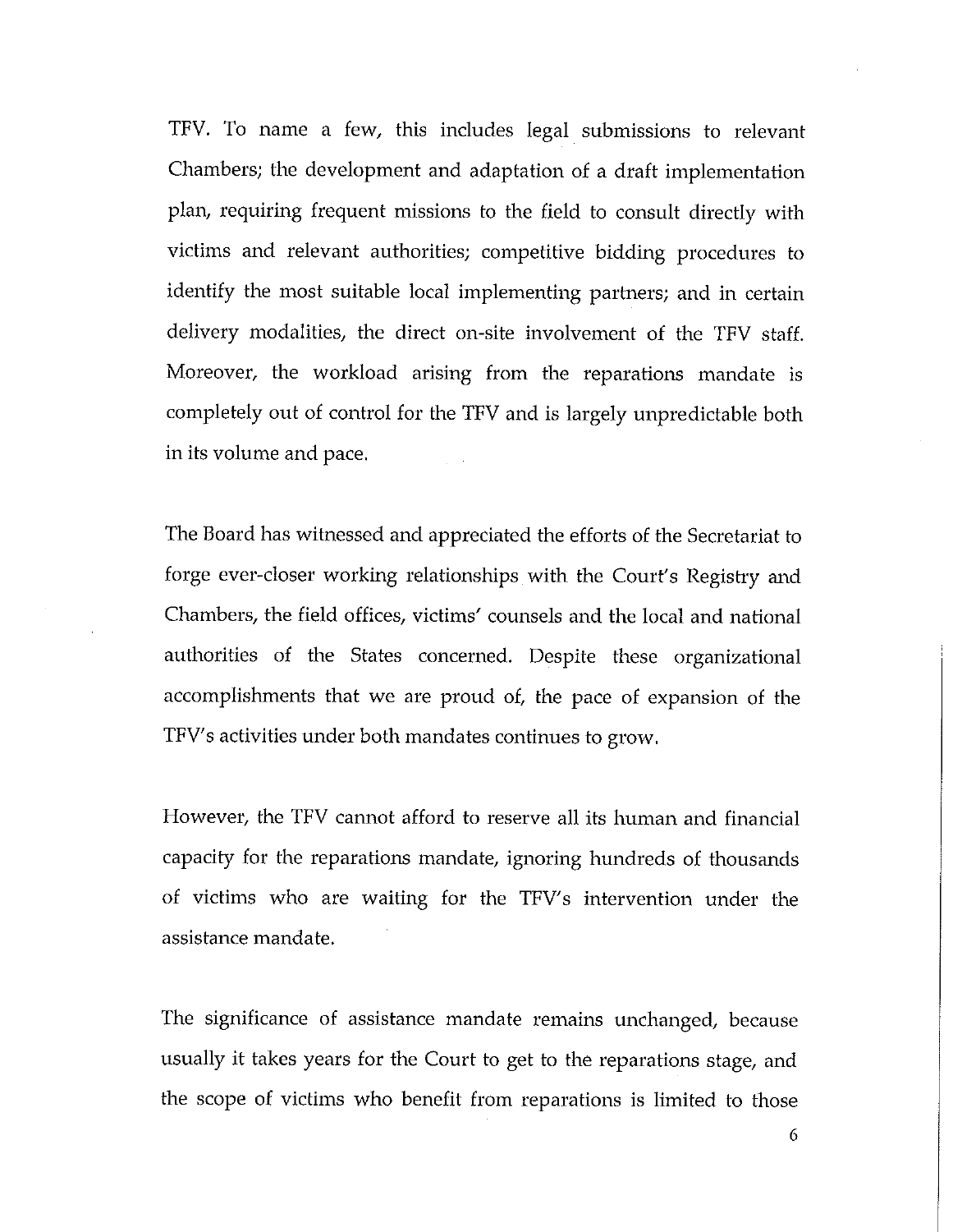TFV. To name a few, this includes legal submissions to relevant Chambers; the development and adaptation of a draft implementation plan, requiring frequent missions to the field to consult directly with victims and relevant authorities; competitive bidding procedures to identify the most suitable local implementing partners; and in certain delivery modalities, the direct on-site involvement of the TFV staff. Moreover, the workload arising from the reparations mandate is completely out of control for the TFV and is largely unpredictable both in its volume and pace.

The Board has witnessed and appreciated the efforts of the Secretariat to forge ever-closer working relationships with the Court's Registry and Chambers, the field offices, victims' counsels and the local and national authorities of the States concerned. Despite these organizational accomplishments that we are proud of, the pace of expansion of the TFV's activities under both mandates continues to grow.

However, the TFV cannot afford to reserve all its human and financial capacity for the reparations mandate, ignoring hundreds of thousands of victims who are waiting for the TFV's intervention under the assistance mandate.

The significance of assistance mandate remains unchanged, because usually it takes years for the Court to get to the reparations stage, and the scope of victims who benefit from reparations is limited to those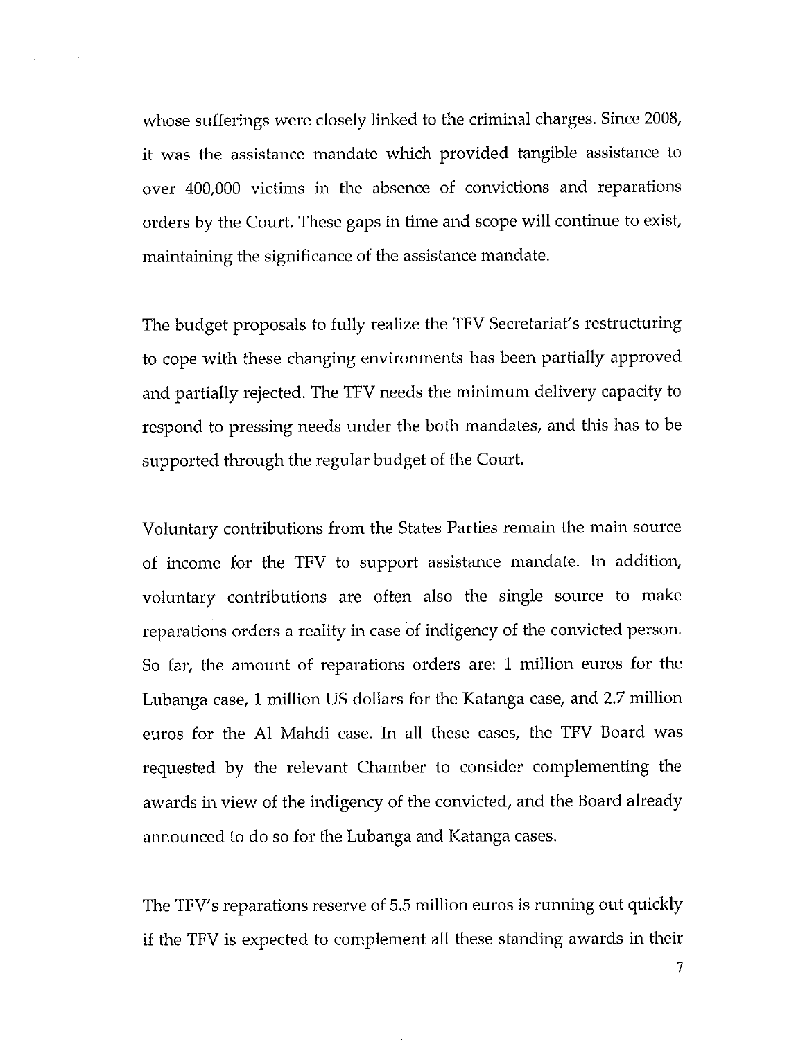whose sufferings were closely linked to the criminal charges. Since 2008, it was the assistance mandate which provided tangible assistance to over 400,000 victims in the absence of convictions and reparations orders by the Court. These gaps in time and scope will continue to exist, maintaining the significance of the assistance mandate.

The budget proposals to fully realize the TFV Secretariat's restructuring to cope with these changing environments has been partially approved and partially rejected. The TFV needs the minimum delivery capacity to respond to pressing needs under the both mandates, and this has to be supported through the regular budget of the Court.

Voluntary contributions from the States Parties remain the main source of income for the TFV to support assistance mandate. In addition, voluntary contributions are often also the single source to make reparations orders a reality in case of indigency of the convicted person. So far, the amount of reparations orders are: 1 million euros for the Lubanga case, 1 million US dollars for the Katanga case, and 2.7 million euros for the Al Mahdi case. In all these cases, the TFV Board was requested by the relevant Chamber to consider complementing the awards in view of the indigency of the convicted, and the Board already announced to do so for the Lubanga and Katanga cases.

The TFV's reparations reserve of 5.5 million euros is running out quickly if the TFV is expected to complement all these standing awards in their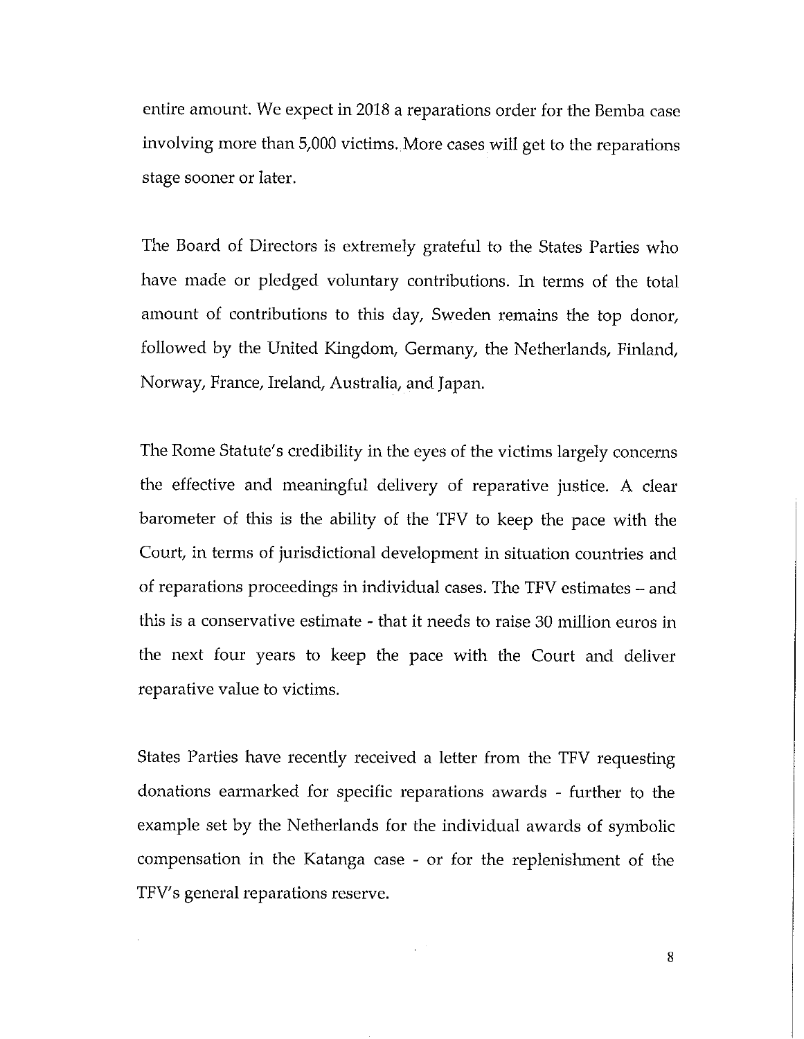entire amount. We expect in 2018 a reparations order for the Bemba case involving more than 5,000 victims. More cases will get to the reparations stage sooner or later.

The Board of Directors is extremely grateful to the States Parties who have made or pledged voluntary contributions. In terms of the total amount of contributions to this day, Sweden remains the top donor, followed by the United Kingdom, Germany, the Netherlands, Finland, Norway, France, Ireland, Australia, and Japan.

The Rome Statute's credibility in the eyes of the victims largely concerns the effective and meaningful delivery of reparative justice. A clear barometer of this is the ability of the TFV to keep the pace with the Court, in terms of jurisdictional development in situation countries and of reparations proceedings in individual cases. The TFV estimates – and this is a conservative estimate - that it needs to raise 30 million euros in the next four years to keep the pace with the Court and deliver reparative value to victims.

States Parties have recently received a letter from the TFV requesting donations earmarked for specific reparations awards - further to the example set by the Netherlands for the individual awards of symbolic compensation in the Katanga case - or for the replenishment of the TFV's general reparations reserve.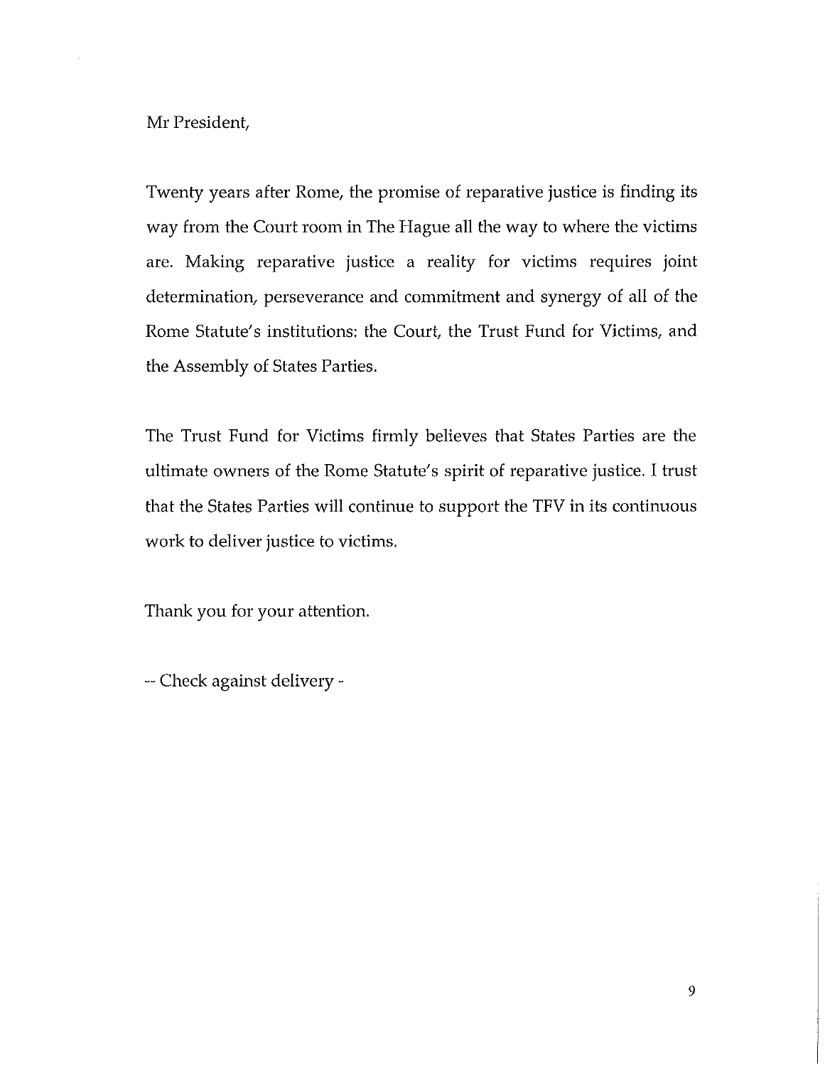Mr President,

Twenty years after Rome, the promise of reparative justice is finding its way from the Court room in The Hague all the way to where the victims are. Making reparative justice a reality for victims requires joint determination, perseverance and commitment and synergy of all of the Rome Statute's institutions: the Court, the Trust Fund for Victims, and the Assembly of States Parties.

The Trust Fund for Victims firmly believes that States Parties are the ultimate owners of the Rome Statute's spirit of reparative justice. I trust that the States Parties will continue to support the TFV in its continuous work to deliver justice to victims.

Thank you for your attention.

-- Check against delivery -